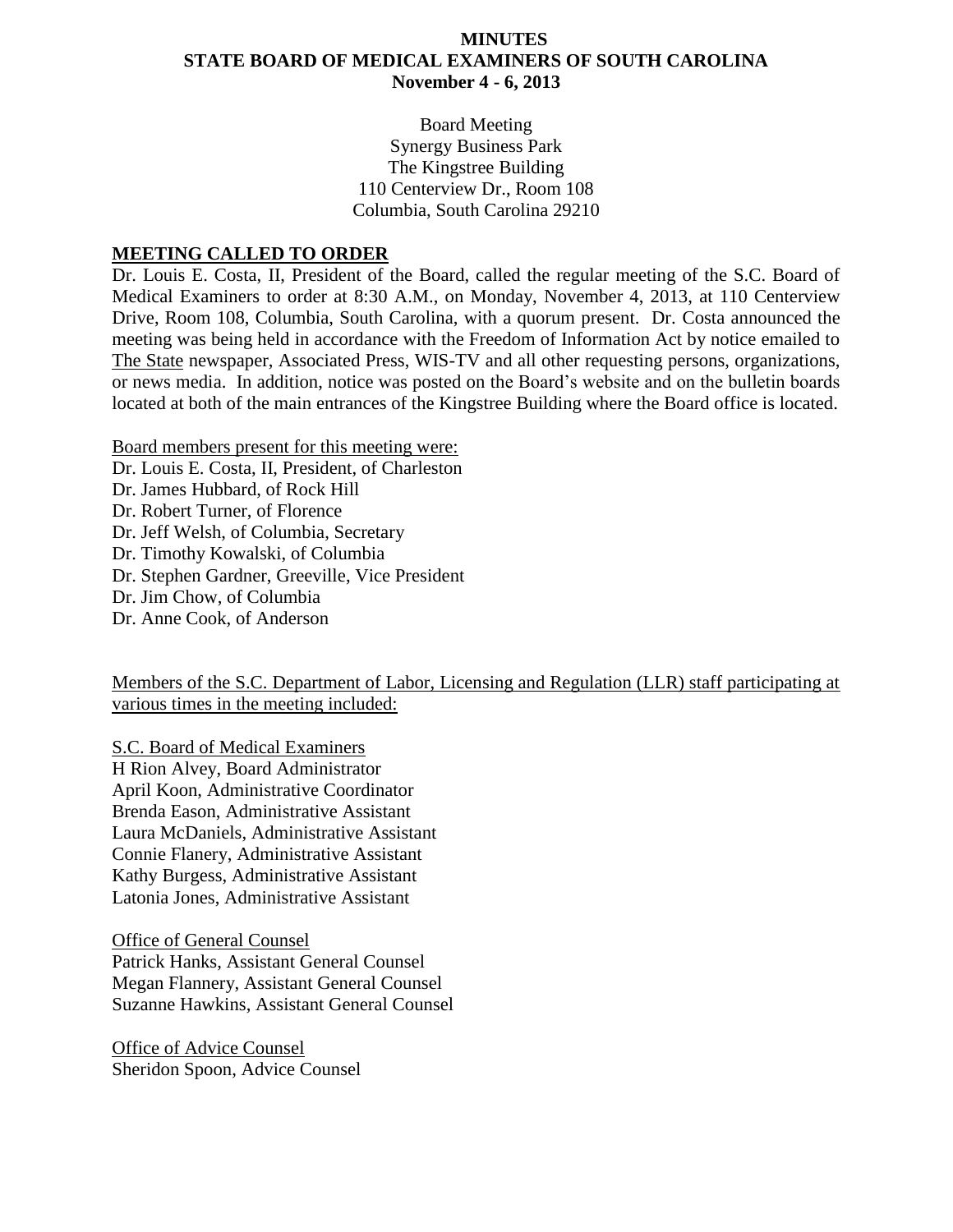# MINUTES
# STATE BOARD OF MEDICAL EXAMINERS OF SOUTH CAROLINA
# November 4 - 6, 2013

Board Meeting
Synergy Business Park
The Kingstree Building
110 Centerview Dr., Room 108
Columbia, South Carolina 29210

## MEETING CALLED TO ORDER

Dr. Louis E. Costa, II, President of the Board, called the regular meeting of the S.C. Board of Medical Examiners to order at 8:30 A.M., on Monday, November 4, 2013, at 110 Centerview Drive, Room 108, Columbia, South Carolina, with a quorum present. Dr. Costa announced the meeting was being held in accordance with the Freedom of Information Act by notice emailed to The State newspaper, Associated Press, WIS-TV and all other requesting persons, organizations, or news media. In addition, notice was posted on the Board's website and on the bulletin boards located at both of the main entrances of the Kingstree Building where the Board office is located.

Board members present for this meeting were:
Dr. Louis E. Costa, II, President, of Charleston
Dr. James Hubbard, of Rock Hill
Dr. Robert Turner, of Florence
Dr. Jeff Welsh, of Columbia, Secretary
Dr. Timothy Kowalski, of Columbia
Dr. Stephen Gardner, Greeville, Vice President
Dr. Jim Chow, of Columbia
Dr. Anne Cook, of Anderson

Members of the S.C. Department of Labor, Licensing and Regulation (LLR) staff participating at various times in the meeting included:

S.C. Board of Medical Examiners
H Rion Alvey, Board Administrator
April Koon, Administrative Coordinator
Brenda Eason, Administrative Assistant
Laura McDaniels, Administrative Assistant
Connie Flanery, Administrative Assistant
Kathy Burgess, Administrative Assistant
Latonia Jones, Administrative Assistant

Office of General Counsel
Patrick Hanks, Assistant General Counsel
Megan Flannery, Assistant General Counsel
Suzanne Hawkins, Assistant General Counsel

Office of Advice Counsel
Sheridon Spoon, Advice Counsel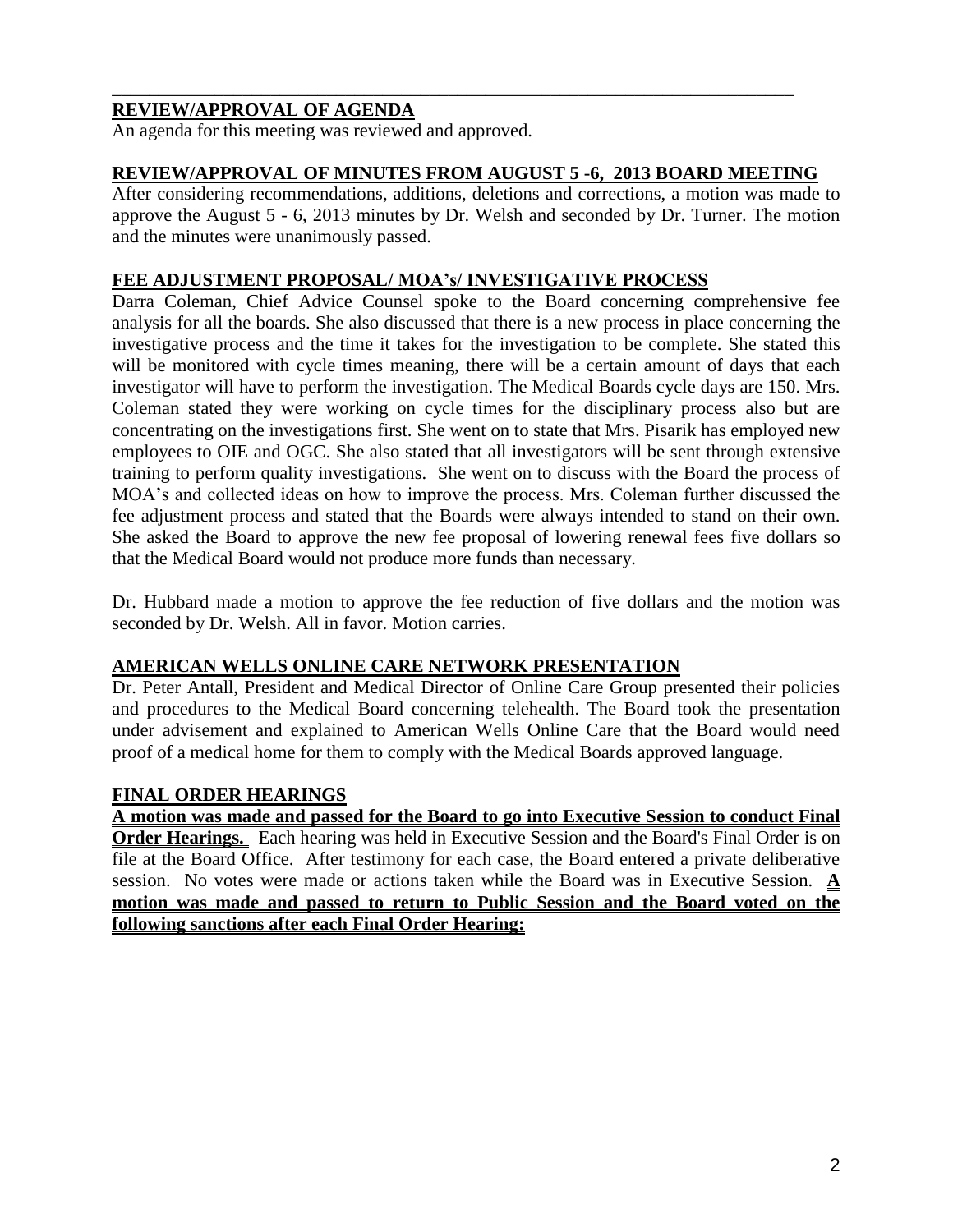## REVIEW/APPROVAL OF AGENDA

An agenda for this meeting was reviewed and approved.

## REVIEW/APPROVAL OF MINUTES FROM AUGUST 5 -6, 2013 BOARD MEETING

After considering recommendations, additions, deletions and corrections, a motion was made to approve the August 5 - 6, 2013 minutes by Dr. Welsh and seconded by Dr. Turner. The motion and the minutes were unanimously passed.

## FEE ADJUSTMENT PROPOSAL/ MOA's/ INVESTIGATIVE PROCESS

Darra Coleman, Chief Advice Counsel spoke to the Board concerning comprehensive fee analysis for all the boards. She also discussed that there is a new process in place concerning the investigative process and the time it takes for the investigation to be complete. She stated this will be monitored with cycle times meaning, there will be a certain amount of days that each investigator will have to perform the investigation. The Medical Boards cycle days are 150. Mrs. Coleman stated they were working on cycle times for the disciplinary process also but are concentrating on the investigations first. She went on to state that Mrs. Pisarik has employed new employees to OIE and OGC. She also stated that all investigators will be sent through extensive training to perform quality investigations. She went on to discuss with the Board the process of MOA's and collected ideas on how to improve the process. Mrs. Coleman further discussed the fee adjustment process and stated that the Boards were always intended to stand on their own. She asked the Board to approve the new fee proposal of lowering renewal fees five dollars so that the Medical Board would not produce more funds than necessary.

Dr. Hubbard made a motion to approve the fee reduction of five dollars and the motion was seconded by Dr. Welsh. All in favor. Motion carries.

## AMERICAN WELLS ONLINE CARE NETWORK PRESENTATION

Dr. Peter Antall, President and Medical Director of Online Care Group presented their policies and procedures to the Medical Board concerning telehealth. The Board took the presentation under advisement and explained to American Wells Online Care that the Board would need proof of a medical home for them to comply with the Medical Boards approved language.

## FINAL ORDER HEARINGS

**A motion was made and passed for the Board to go into Executive Session to conduct Final Order Hearings.** Each hearing was held in Executive Session and the Board's Final Order is on file at the Board Office. After testimony for each case, the Board entered a private deliberative session. No votes were made or actions taken while the Board was in Executive Session. **A motion was made and passed to return to Public Session and the Board voted on the following sanctions after each Final Order Hearing:**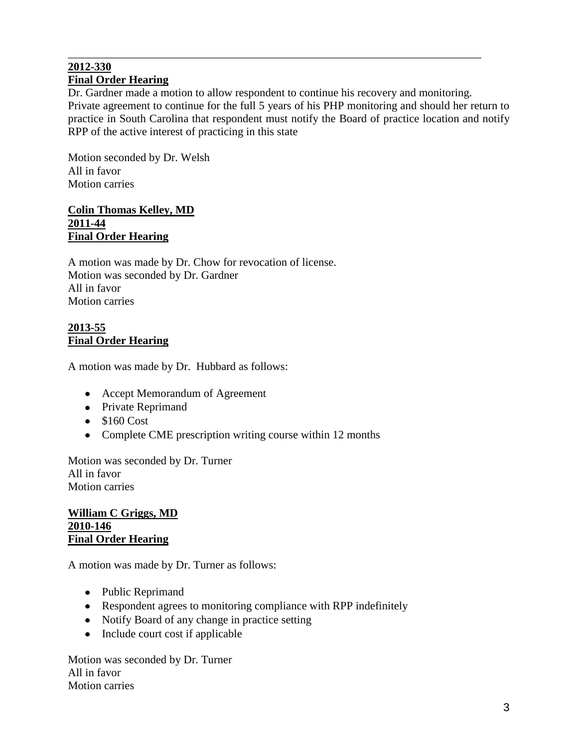---

**2012-330**
**Final Order Hearing**

Dr. Gardner made a motion to allow respondent to continue his recovery and monitoring. Private agreement to continue for the full 5 years of his PHP monitoring and should her return to practice in South Carolina that respondent must notify the Board of practice location and notify RPP of the active interest of practicing in this state

Motion seconded by Dr. Welsh
All in favor
Motion carries

**Colin Thomas Kelley, MD**
**2011-44**
**Final Order Hearing**

A motion was made by Dr. Chow for revocation of license.
Motion was seconded by Dr. Gardner
All in favor
Motion carries

**2013-55**
**Final Order Hearing**

A motion was made by Dr. Hubbard as follows:

- Accept Memorandum of Agreement
- Private Reprimand
- $160 Cost
- Complete CME prescription writing course within 12 months

Motion was seconded by Dr. Turner
All in favor
Motion carries

**William C Griggs, MD**
**2010-146**
**Final Order Hearing**

A motion was made by Dr. Turner as follows:

- Public Reprimand
- Respondent agrees to monitoring compliance with RPP indefinitely
- Notify Board of any change in practice setting
- Include court cost if applicable

Motion was seconded by Dr. Turner
All in favor
Motion carries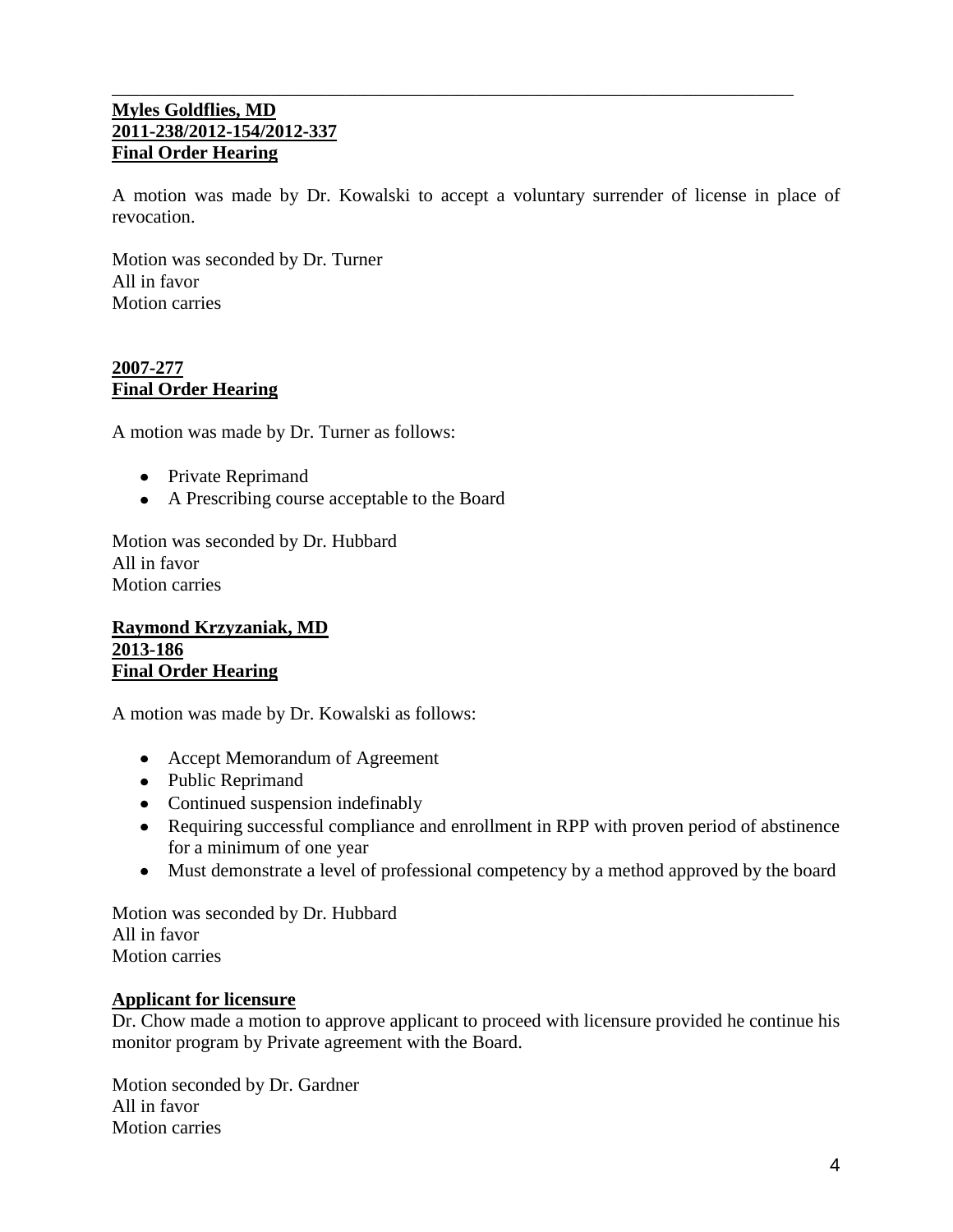---

**Myles Goldflies, MD**
**2011-238/2012-154/2012-337**
**Final Order Hearing**

A motion was made by Dr. Kowalski to accept a voluntary surrender of license in place of revocation.

Motion was seconded by Dr. Turner
All in favor
Motion carries

**2007-277**
**Final Order Hearing**

A motion was made by Dr. Turner as follows:

- Private Reprimand
- A Prescribing course acceptable to the Board

Motion was seconded by Dr. Hubbard
All in favor
Motion carries

**Raymond Krzyzaniak, MD**
**2013-186**
**Final Order Hearing**

A motion was made by Dr. Kowalski as follows:

- Accept Memorandum of Agreement
- Public Reprimand
- Continued suspension indefinably
- Requiring successful compliance and enrollment in RPP with proven period of abstinence for a minimum of one year
- Must demonstrate a level of professional competency by a method approved by the board

Motion was seconded by Dr. Hubbard
All in favor
Motion carries

**Applicant for licensure**

Dr. Chow made a motion to approve applicant to proceed with licensure provided he continue his monitor program by Private agreement with the Board.

Motion seconded by Dr. Gardner
All in favor
Motion carries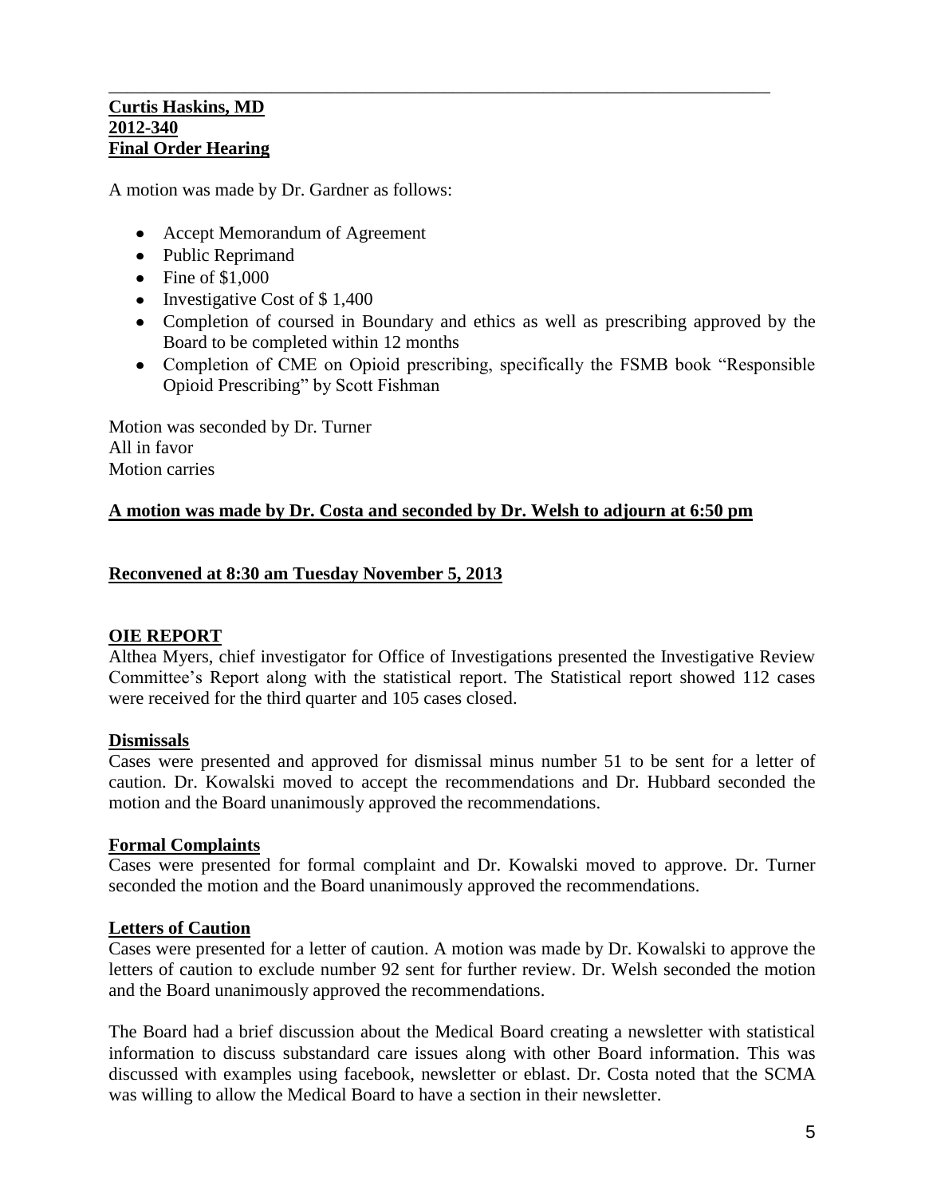---

**Curtis Haskins, MD**
**2012-340**
**Final Order Hearing**

A motion was made by Dr. Gardner as follows:

- Accept Memorandum of Agreement
- Public Reprimand
- Fine of $1,000
- Investigative Cost of $ 1,400
- Completion of coursed in Boundary and ethics as well as prescribing approved by the Board to be completed within 12 months
- Completion of CME on Opioid prescribing, specifically the FSMB book "Responsible Opioid Prescribing" by Scott Fishman

Motion was seconded by Dr. Turner
All in favor
Motion carries

**A motion was made by Dr. Costa and seconded by Dr. Welsh to adjourn at 6:50 pm**

**Reconvened at 8:30 am Tuesday November 5, 2013**

**OIE REPORT**

Althea Myers, chief investigator for Office of Investigations presented the Investigative Review Committee's Report along with the statistical report. The Statistical report showed 112 cases were received for the third quarter and 105 cases closed.

**Dismissals**

Cases were presented and approved for dismissal minus number 51 to be sent for a letter of caution. Dr. Kowalski moved to accept the recommendations and Dr. Hubbard seconded the motion and the Board unanimously approved the recommendations.

**Formal Complaints**

Cases were presented for formal complaint and Dr. Kowalski moved to approve. Dr. Turner seconded the motion and the Board unanimously approved the recommendations.

**Letters of Caution**

Cases were presented for a letter of caution. A motion was made by Dr. Kowalski to approve the letters of caution to exclude number 92 sent for further review. Dr. Welsh seconded the motion and the Board unanimously approved the recommendations.

The Board had a brief discussion about the Medical Board creating a newsletter with statistical information to discuss substandard care issues along with other Board information. This was discussed with examples using facebook, newsletter or eblast. Dr. Costa noted that the SCMA was willing to allow the Medical Board to have a section in their newsletter.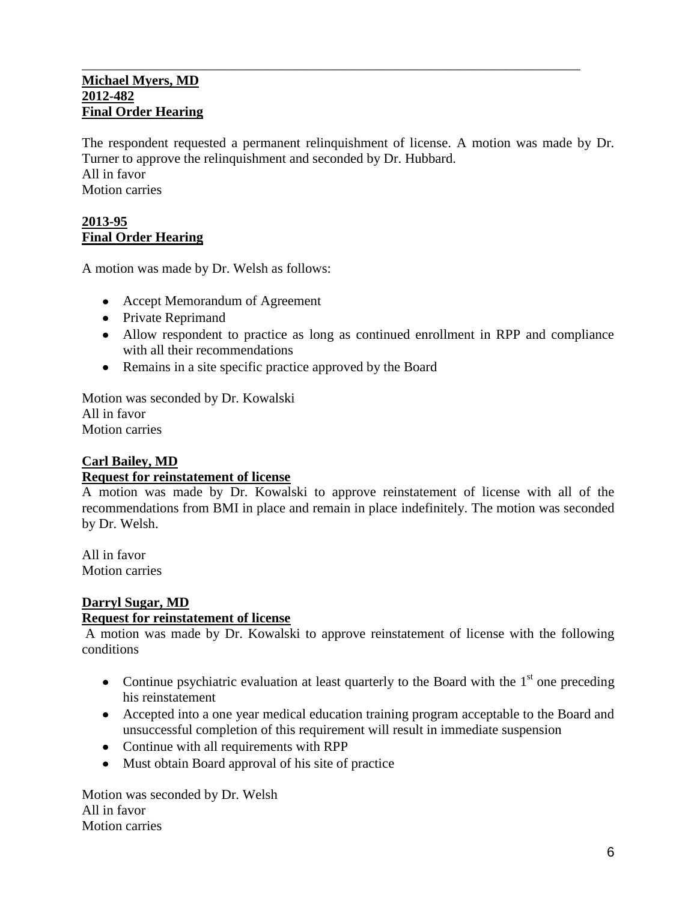---

**Michael Myers, MD**
**2012-482**
**Final Order Hearing**

The respondent requested a permanent relinquishment of license. A motion was made by Dr. Turner to approve the relinquishment and seconded by Dr. Hubbard.
All in favor
Motion carries

**2013-95**
**Final Order Hearing**

A motion was made by Dr. Welsh as follows:

- Accept Memorandum of Agreement
- Private Reprimand
- Allow respondent to practice as long as continued enrollment in RPP and compliance with all their recommendations
- Remains in a site specific practice approved by the Board

Motion was seconded by Dr. Kowalski
All in favor
Motion carries

**Carl Bailey, MD**
**Request for reinstatement of license**

A motion was made by Dr. Kowalski to approve reinstatement of license with all of the recommendations from BMI in place and remain in place indefinitely. The motion was seconded by Dr. Welsh.

All in favor
Motion carries

**Darryl Sugar, MD**
**Request for reinstatement of license**

A motion was made by Dr. Kowalski to approve reinstatement of license with the following conditions

- Continue psychiatric evaluation at least quarterly to the Board with the 1st one preceding his reinstatement
- Accepted into a one year medical education training program acceptable to the Board and unsuccessful completion of this requirement will result in immediate suspension
- Continue with all requirements with RPP
- Must obtain Board approval of his site of practice

Motion was seconded by Dr. Welsh
All in favor
Motion carries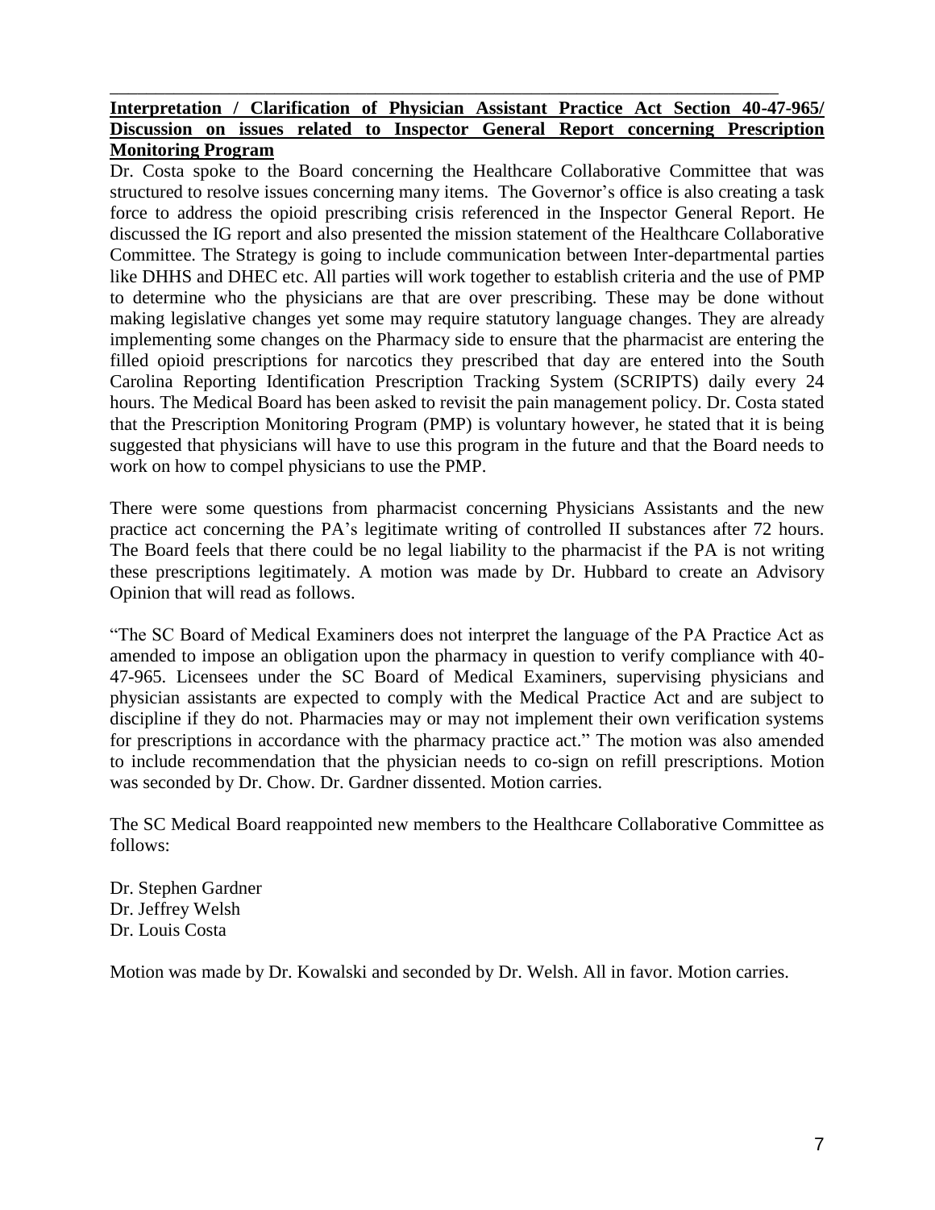**Interpretation / Clarification of Physician Assistant Practice Act Section 40-47-965/ Discussion on issues related to Inspector General Report concerning Prescription Monitoring Program**

Dr. Costa spoke to the Board concerning the Healthcare Collaborative Committee that was structured to resolve issues concerning many items. The Governor's office is also creating a task force to address the opioid prescribing crisis referenced in the Inspector General Report. He discussed the IG report and also presented the mission statement of the Healthcare Collaborative Committee. The Strategy is going to include communication between Inter-departmental parties like DHHS and DHEC etc. All parties will work together to establish criteria and the use of PMP to determine who the physicians are that are over prescribing. These may be done without making legislative changes yet some may require statutory language changes. They are already implementing some changes on the Pharmacy side to ensure that the pharmacist are entering the filled opioid prescriptions for narcotics they prescribed that day are entered into the South Carolina Reporting Identification Prescription Tracking System (SCRIPTS) daily every 24 hours. The Medical Board has been asked to revisit the pain management policy. Dr. Costa stated that the Prescription Monitoring Program (PMP) is voluntary however, he stated that it is being suggested that physicians will have to use this program in the future and that the Board needs to work on how to compel physicians to use the PMP.

There were some questions from pharmacist concerning Physicians Assistants and the new practice act concerning the PA's legitimate writing of controlled II substances after 72 hours. The Board feels that there could be no legal liability to the pharmacist if the PA is not writing these prescriptions legitimately. A motion was made by Dr. Hubbard to create an Advisory Opinion that will read as follows.

"The SC Board of Medical Examiners does not interpret the language of the PA Practice Act as amended to impose an obligation upon the pharmacy in question to verify compliance with 40-47-965. Licensees under the SC Board of Medical Examiners, supervising physicians and physician assistants are expected to comply with the Medical Practice Act and are subject to discipline if they do not. Pharmacies may or may not implement their own verification systems for prescriptions in accordance with the pharmacy practice act." The motion was also amended to include recommendation that the physician needs to co-sign on refill prescriptions. Motion was seconded by Dr. Chow. Dr. Gardner dissented. Motion carries.

The SC Medical Board reappointed new members to the Healthcare Collaborative Committee as follows:

Dr. Stephen Gardner
Dr. Jeffrey Welsh
Dr. Louis Costa

Motion was made by Dr. Kowalski and seconded by Dr. Welsh. All in favor. Motion carries.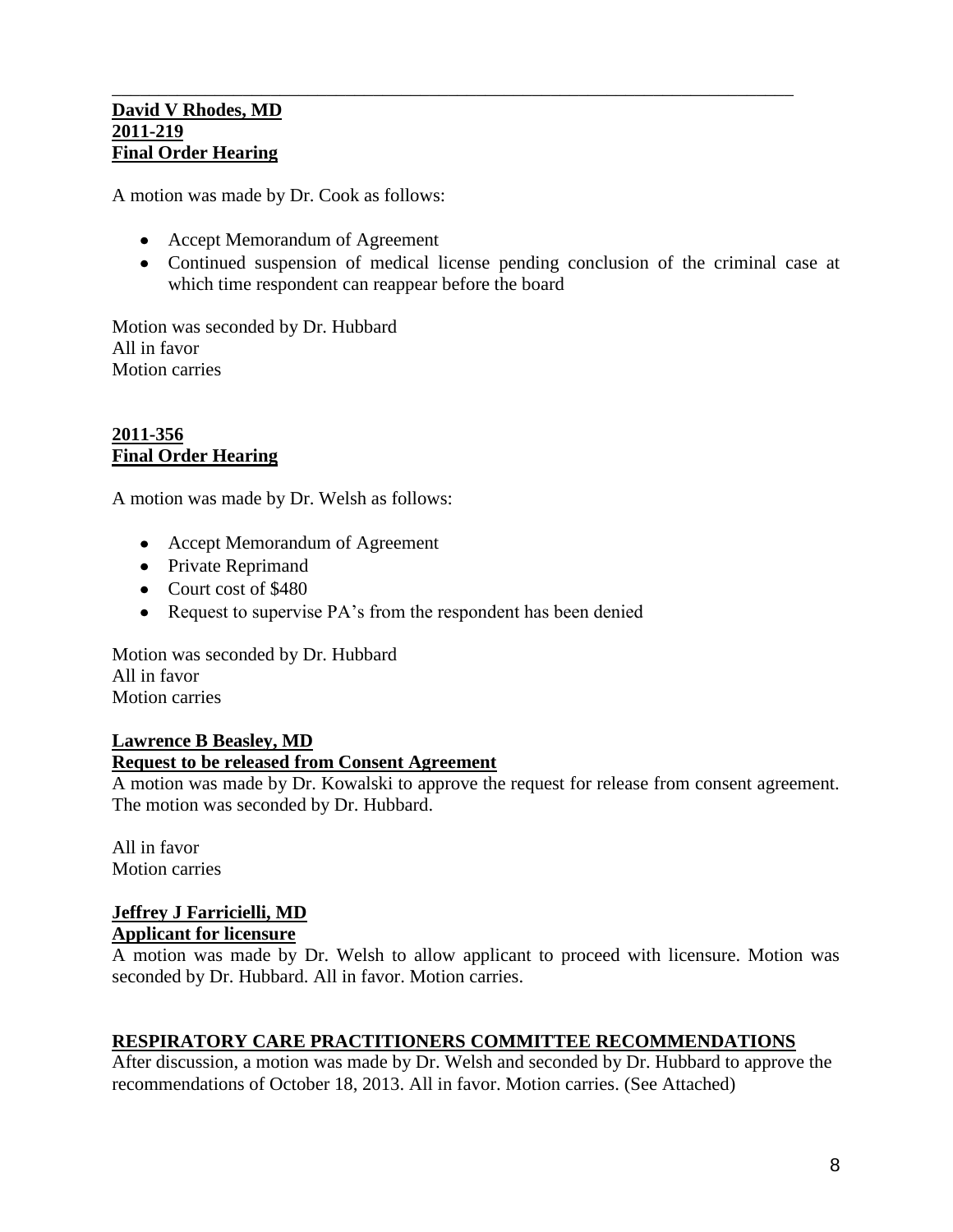---

**David V Rhodes, MD**
**2011-219**
**Final Order Hearing**

A motion was made by Dr. Cook as follows:

- Accept Memorandum of Agreement
- Continued suspension of medical license pending conclusion of the criminal case at which time respondent can reappear before the board

Motion was seconded by Dr. Hubbard
All in favor
Motion carries

**2011-356**
**Final Order Hearing**

A motion was made by Dr. Welsh as follows:

- Accept Memorandum of Agreement
- Private Reprimand
- Court cost of $480
- Request to supervise PA's from the respondent has been denied

Motion was seconded by Dr. Hubbard
All in favor
Motion carries

**Lawrence B Beasley, MD**
**Request to be released from Consent Agreement**

A motion was made by Dr. Kowalski to approve the request for release from consent agreement. The motion was seconded by Dr. Hubbard.

All in favor
Motion carries

**Jeffrey J Farricielli, MD**
**Applicant for licensure**

A motion was made by Dr. Welsh to allow applicant to proceed with licensure. Motion was seconded by Dr. Hubbard. All in favor. Motion carries.

**RESPIRATORY CARE PRACTITIONERS COMMITTEE RECOMMENDATIONS**

After discussion, a motion was made by Dr. Welsh and seconded by Dr. Hubbard to approve the recommendations of October 18, 2013. All in favor. Motion carries. (See Attached)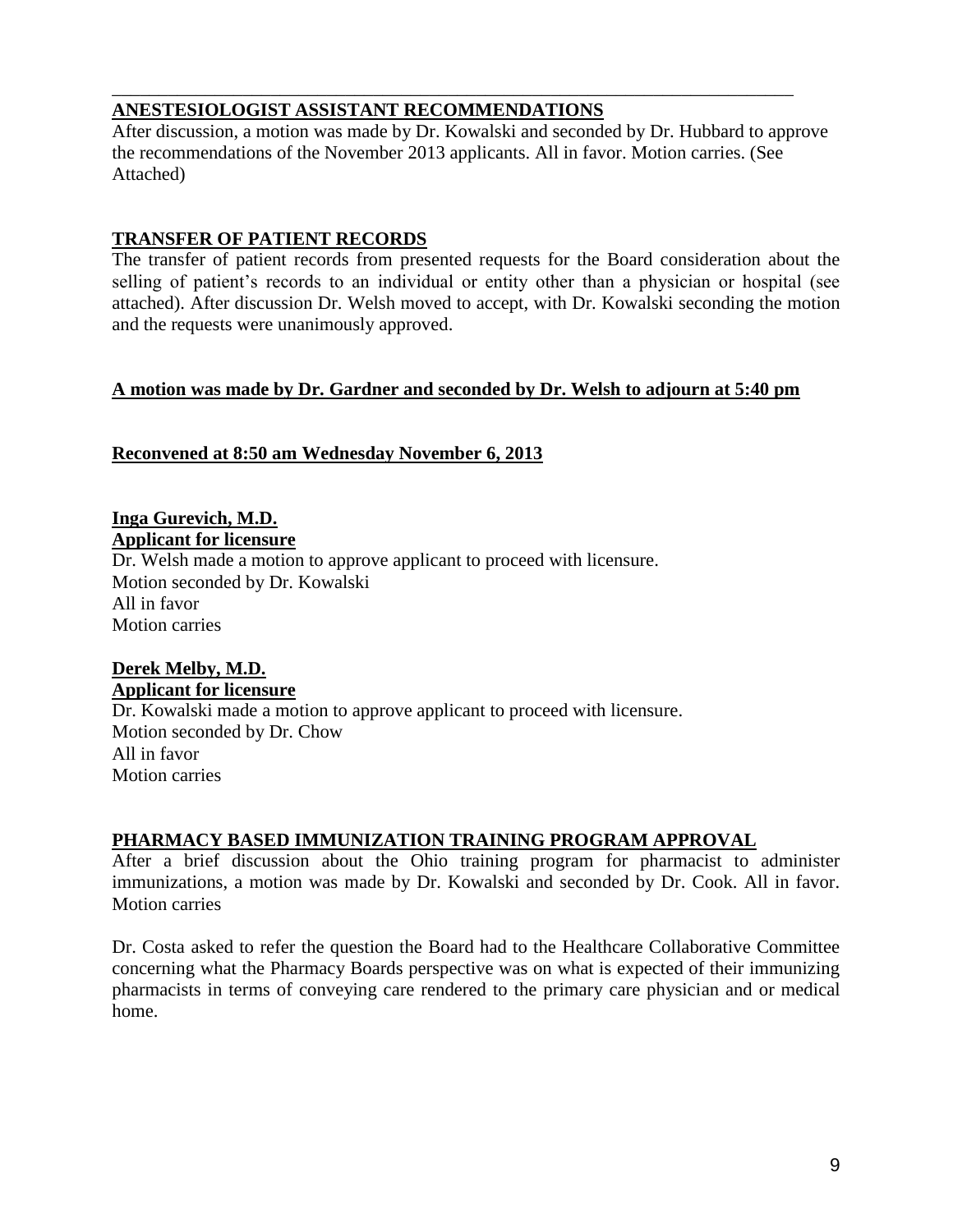**ANESTESIOLOGIST ASSISTANT RECOMMENDATIONS**

After discussion, a motion was made by Dr. Kowalski and seconded by Dr. Hubbard to approve the recommendations of the November 2013 applicants. All in favor. Motion carries. (See Attached)

**TRANSFER OF PATIENT RECORDS**

The transfer of patient records from presented requests for the Board consideration about the selling of patient's records to an individual or entity other than a physician or hospital (see attached). After discussion Dr. Welsh moved to accept, with Dr. Kowalski seconding the motion and the requests were unanimously approved.

**A motion was made by Dr. Gardner and seconded by Dr. Welsh to adjourn at 5:40 pm**

**Reconvened at 8:50 am Wednesday November 6, 2013**

**Inga Gurevich, M.D.**
**Applicant for licensure**

Dr. Welsh made a motion to approve applicant to proceed with licensure.
Motion seconded by Dr. Kowalski
All in favor
Motion carries

**Derek Melby, M.D.**
**Applicant for licensure**

Dr. Kowalski made a motion to approve applicant to proceed with licensure.
Motion seconded by Dr. Chow
All in favor
Motion carries

**PHARMACY BASED IMMUNIZATION TRAINING PROGRAM APPROVAL**

After a brief discussion about the Ohio training program for pharmacist to administer immunizations, a motion was made by Dr. Kowalski and seconded by Dr. Cook. All in favor. Motion carries

Dr. Costa asked to refer the question the Board had to the Healthcare Collaborative Committee concerning what the Pharmacy Boards perspective was on what is expected of their immunizing pharmacists in terms of conveying care rendered to the primary care physician and or medical home.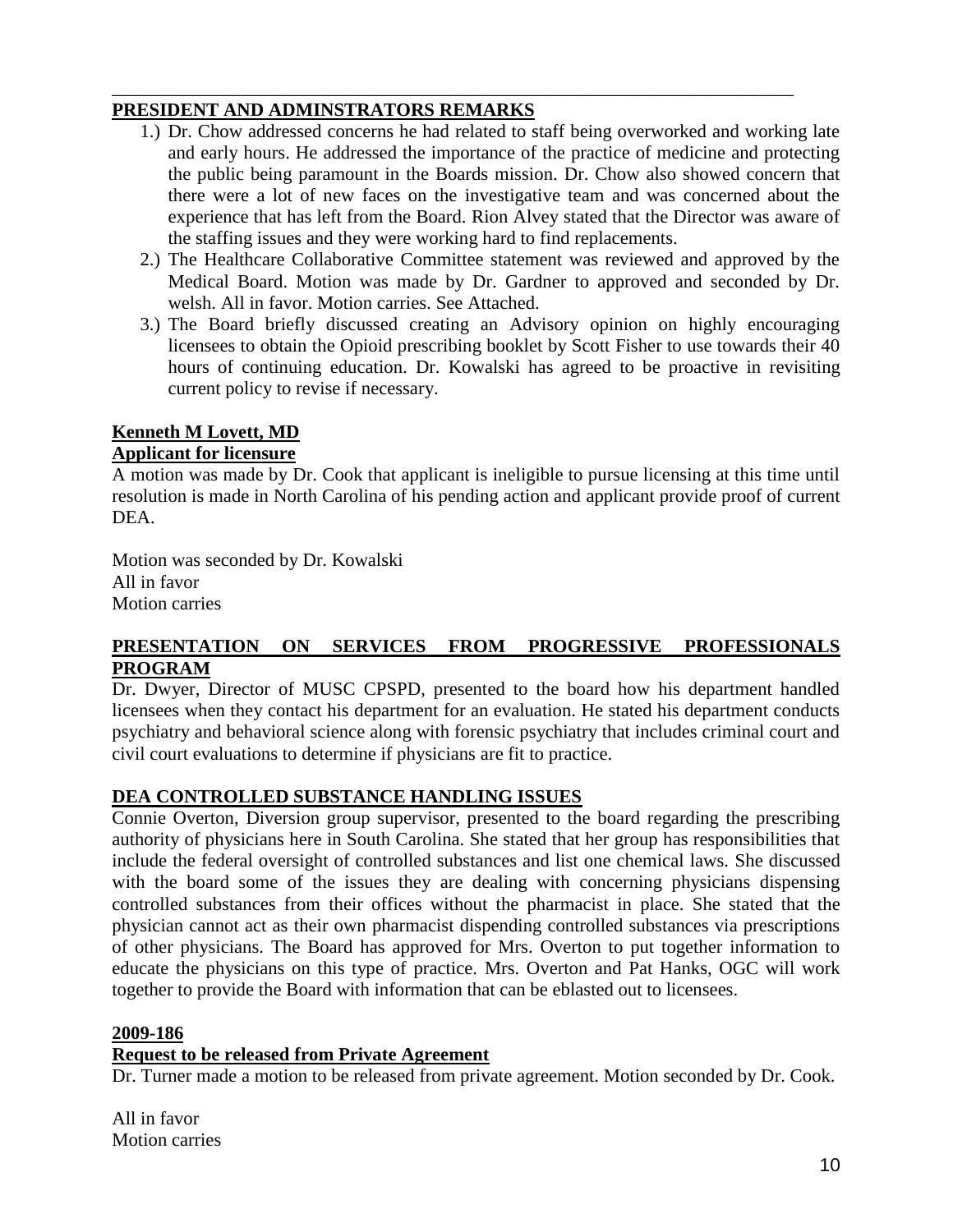---

**PRESIDENT AND ADMINSTRATORS REMARKS**

1.) Dr. Chow addressed concerns he had related to staff being overworked and working late and early hours. He addressed the importance of the practice of medicine and protecting the public being paramount in the Boards mission. Dr. Chow also showed concern that there were a lot of new faces on the investigative team and was concerned about the experience that has left from the Board. Rion Alvey stated that the Director was aware of the staffing issues and they were working hard to find replacements.
2.) The Healthcare Collaborative Committee statement was reviewed and approved by the Medical Board. Motion was made by Dr. Gardner to approved and seconded by Dr. welsh. All in favor. Motion carries. See Attached.
3.) The Board briefly discussed creating an Advisory opinion on highly encouraging licensees to obtain the Opioid prescribing booklet by Scott Fisher to use towards their 40 hours of continuing education. Dr. Kowalski has agreed to be proactive in revisiting current policy to revise if necessary.

**Kenneth M Lovett, MD**
**Applicant for licensure**

A motion was made by Dr. Cook that applicant is ineligible to pursue licensing at this time until resolution is made in North Carolina of his pending action and applicant provide proof of current DEA.

Motion was seconded by Dr. Kowalski
All in favor
Motion carries

**PRESENTATION ON SERVICES FROM PROGRESSIVE PROFESSIONALS PROGRAM**

Dr. Dwyer, Director of MUSC CPSPD, presented to the board how his department handled licensees when they contact his department for an evaluation. He stated his department conducts psychiatry and behavioral science along with forensic psychiatry that includes criminal court and civil court evaluations to determine if physicians are fit to practice.

**DEA CONTROLLED SUBSTANCE HANDLING ISSUES**

Connie Overton, Diversion group supervisor, presented to the board regarding the prescribing authority of physicians here in South Carolina. She stated that her group has responsibilities that include the federal oversight of controlled substances and list one chemical laws. She discussed with the board some of the issues they are dealing with concerning physicians dispensing controlled substances from their offices without the pharmacist in place. She stated that the physician cannot act as their own pharmacist dispending controlled substances via prescriptions of other physicians. The Board has approved for Mrs. Overton to put together information to educate the physicians on this type of practice. Mrs. Overton and Pat Hanks, OGC will work together to provide the Board with information that can be eblasted out to licensees.

**2009-186**
**Request to be released from Private Agreement**

Dr. Turner made a motion to be released from private agreement. Motion seconded by Dr. Cook.

All in favor
Motion carries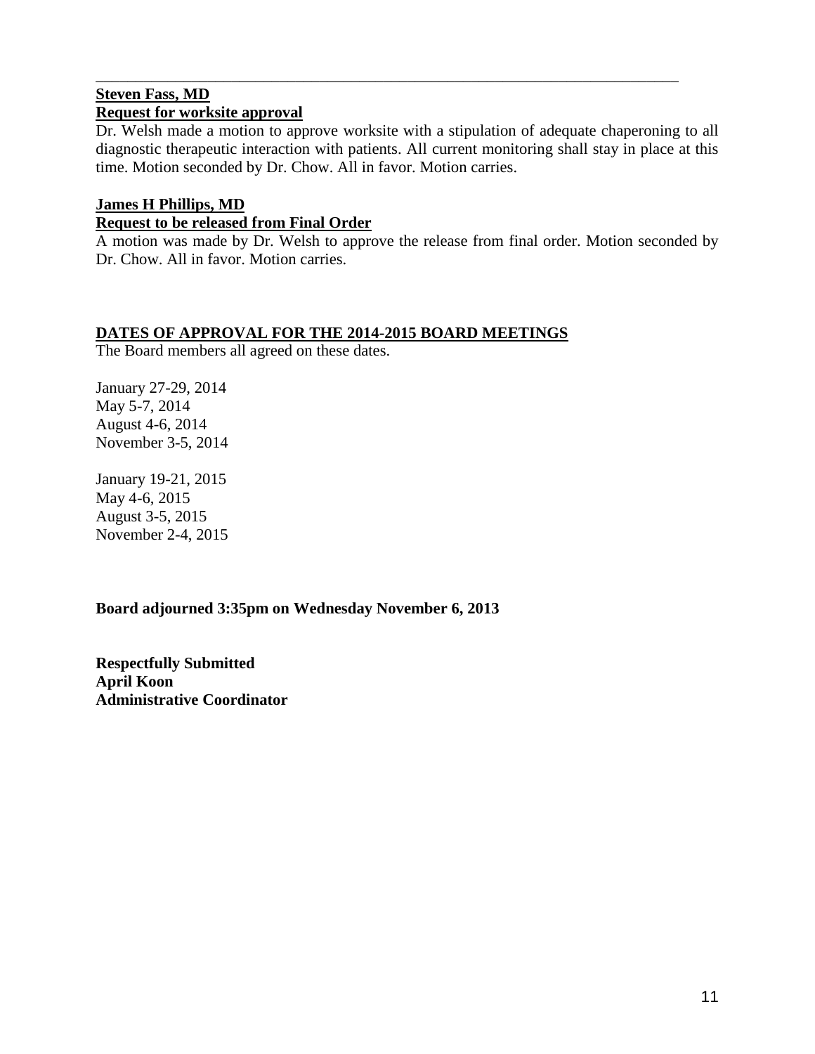---

**Steven Fass, MD**
**Request for worksite approval**

Dr. Welsh made a motion to approve worksite with a stipulation of adequate chaperoning to all diagnostic therapeutic interaction with patients. All current monitoring shall stay in place at this time. Motion seconded by Dr. Chow. All in favor. Motion carries.

**James H Phillips, MD**
**Request to be released from Final Order**

A motion was made by Dr. Welsh to approve the release from final order. Motion seconded by Dr. Chow. All in favor. Motion carries.

**DATES OF APPROVAL FOR THE 2014-2015 BOARD MEETINGS**

The Board members all agreed on these dates.

January 27-29, 2014
May 5-7, 2014
August 4-6, 2014
November 3-5, 2014

January 19-21, 2015
May 4-6, 2015
August 3-5, 2015
November 2-4, 2015

**Board adjourned 3:35pm on Wednesday November 6, 2013**

**Respectfully Submitted**
**April Koon**
**Administrative Coordinator**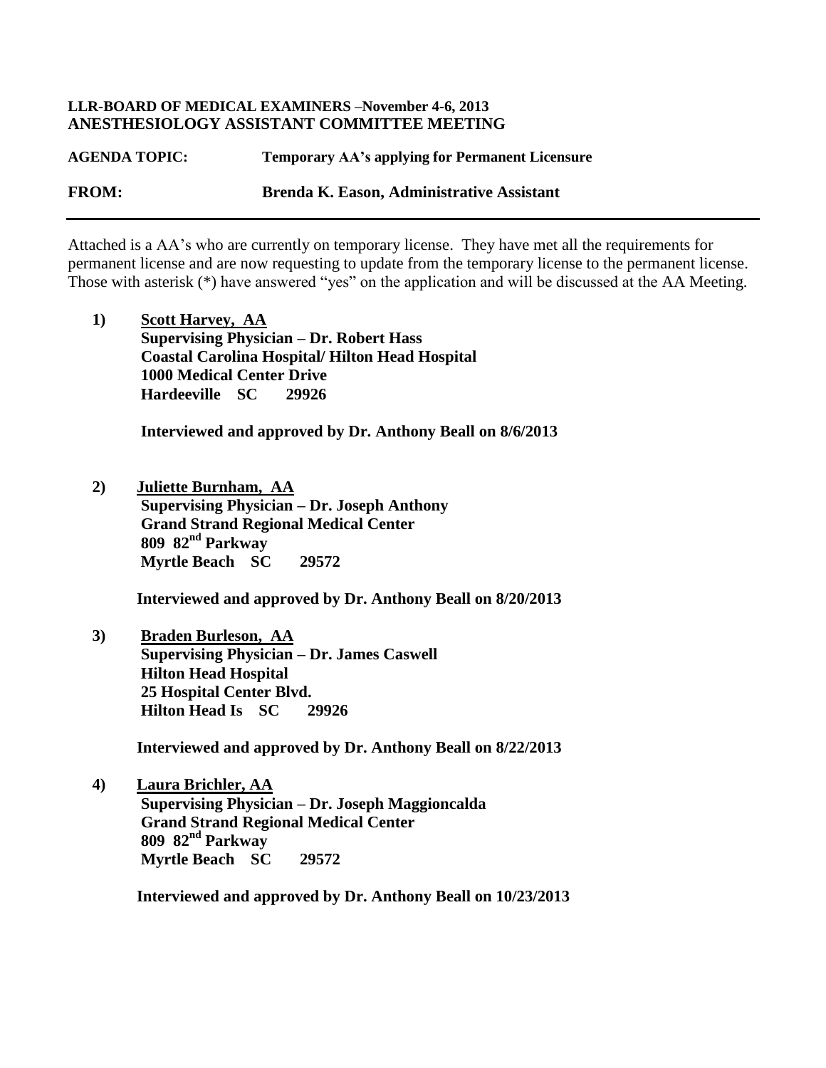**LLR-BOARD OF MEDICAL EXAMINERS –November 4-6, 2013**
**ANESTHESIOLOGY ASSISTANT COMMITTEE MEETING**

**AGENDA TOPIC:** **Temporary AA's applying for Permanent Licensure**

**FROM:** **Brenda K. Eason, Administrative Assistant**

---

Attached is a AA's who are currently on temporary license. They have met all the requirements for permanent license and are now requesting to update from the temporary license to the permanent license. Those with asterisk (*) have answered "yes" on the application and will be discussed at the AA Meeting.

**1)** **Scott Harvey, AA**
**Supervising Physician – Dr. Robert Hass**
**Coastal Carolina Hospital/ Hilton Head Hospital**
**1000 Medical Center Drive**
**Hardeeville SC 29926**

**Interviewed and approved by Dr. Anthony Beall on 8/6/2013**

**2)** **Juliette Burnham, AA**
**Supervising Physician – Dr. Joseph Anthony**
**Grand Strand Regional Medical Center**
**809 82nd Parkway**
**Myrtle Beach SC 29572**

**Interviewed and approved by Dr. Anthony Beall on 8/20/2013**

**3)** **Braden Burleson, AA**
**Supervising Physician – Dr. James Caswell**
**Hilton Head Hospital**
**25 Hospital Center Blvd.**
**Hilton Head Is SC 29926**

**Interviewed and approved by Dr. Anthony Beall on 8/22/2013**

**4)** **Laura Brichler, AA**
**Supervising Physician – Dr. Joseph Maggioncalda**
**Grand Strand Regional Medical Center**
**809 82nd Parkway**
**Myrtle Beach SC 29572**

**Interviewed and approved by Dr. Anthony Beall on 10/23/2013**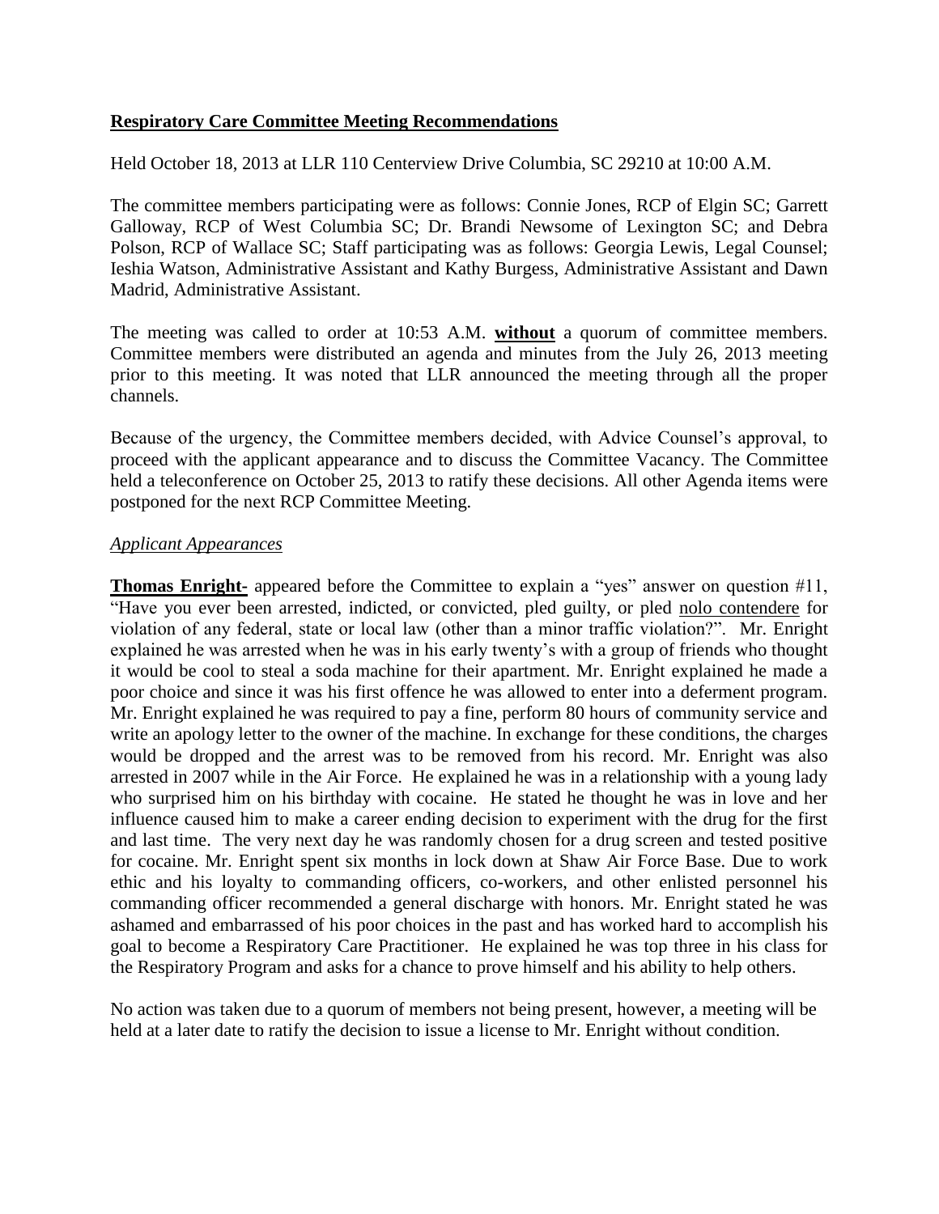**Respiratory Care Committee Meeting Recommendations**

Held October 18, 2013 at LLR 110 Centerview Drive Columbia, SC 29210 at 10:00 A.M.

The committee members participating were as follows: Connie Jones, RCP of Elgin SC; Garrett Galloway, RCP of West Columbia SC; Dr. Brandi Newsome of Lexington SC; and Debra Polson, RCP of Wallace SC; Staff participating was as follows: Georgia Lewis, Legal Counsel; Ieshia Watson, Administrative Assistant and Kathy Burgess, Administrative Assistant and Dawn Madrid, Administrative Assistant.

The meeting was called to order at 10:53 A.M. **without** a quorum of committee members. Committee members were distributed an agenda and minutes from the July 26, 2013 meeting prior to this meeting. It was noted that LLR announced the meeting through all the proper channels.

Because of the urgency, the Committee members decided, with Advice Counsel's approval, to proceed with the applicant appearance and to discuss the Committee Vacancy. The Committee held a teleconference on October 25, 2013 to ratify these decisions. All other Agenda items were postponed for the next RCP Committee Meeting.

*Applicant Appearances*

**Thomas Enright-** appeared before the Committee to explain a "yes" answer on question #11, "Have you ever been arrested, indicted, or convicted, pled guilty, or pled nolo contendere for violation of any federal, state or local law (other than a minor traffic violation?". Mr. Enright explained he was arrested when he was in his early twenty's with a group of friends who thought it would be cool to steal a soda machine for their apartment. Mr. Enright explained he made a poor choice and since it was his first offence he was allowed to enter into a deferment program. Mr. Enright explained he was required to pay a fine, perform 80 hours of community service and write an apology letter to the owner of the machine. In exchange for these conditions, the charges would be dropped and the arrest was to be removed from his record. Mr. Enright was also arrested in 2007 while in the Air Force. He explained he was in a relationship with a young lady who surprised him on his birthday with cocaine. He stated he thought he was in love and her influence caused him to make a career ending decision to experiment with the drug for the first and last time. The very next day he was randomly chosen for a drug screen and tested positive for cocaine. Mr. Enright spent six months in lock down at Shaw Air Force Base. Due to work ethic and his loyalty to commanding officers, co-workers, and other enlisted personnel his commanding officer recommended a general discharge with honors. Mr. Enright stated he was ashamed and embarrassed of his poor choices in the past and has worked hard to accomplish his goal to become a Respiratory Care Practitioner. He explained he was top three in his class for the Respiratory Program and asks for a chance to prove himself and his ability to help others.

No action was taken due to a quorum of members not being present, however, a meeting will be held at a later date to ratify the decision to issue a license to Mr. Enright without condition.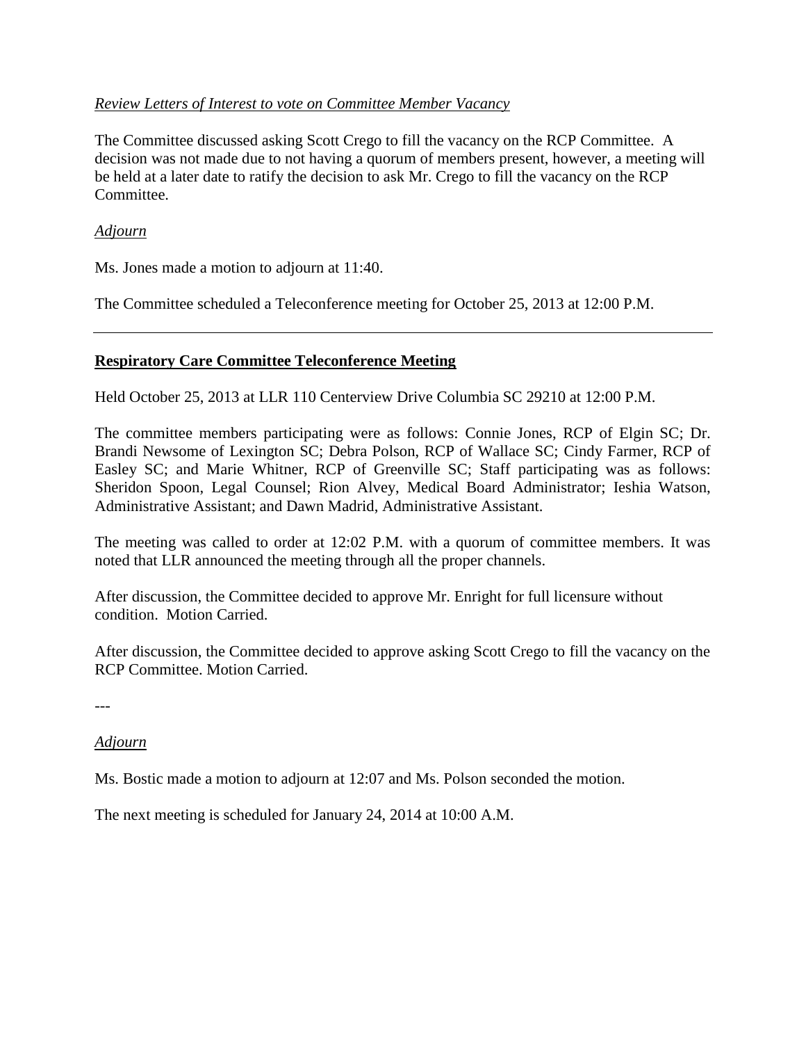*Review Letters of Interest to vote on Committee Member Vacancy*

The Committee discussed asking Scott Crego to fill the vacancy on the RCP Committee. A decision was not made due to not having a quorum of members present, however, a meeting will be held at a later date to ratify the decision to ask Mr. Crego to fill the vacancy on the RCP Committee.

*Adjourn*

Ms. Jones made a motion to adjourn at 11:40.

The Committee scheduled a Teleconference meeting for October 25, 2013 at 12:00 P.M.

---

**Respiratory Care Committee Teleconference Meeting**

Held October 25, 2013 at LLR 110 Centerview Drive Columbia SC 29210 at 12:00 P.M.

The committee members participating were as follows: Connie Jones, RCP of Elgin SC; Dr. Brandi Newsome of Lexington SC; Debra Polson, RCP of Wallace SC; Cindy Farmer, RCP of Easley SC; and Marie Whitner, RCP of Greenville SC; Staff participating was as follows: Sheridon Spoon, Legal Counsel; Rion Alvey, Medical Board Administrator; Ieshia Watson, Administrative Assistant; and Dawn Madrid, Administrative Assistant.

The meeting was called to order at 12:02 P.M. with a quorum of committee members. It was noted that LLR announced the meeting through all the proper channels.

After discussion, the Committee decided to approve Mr. Enright for full licensure without condition. Motion Carried.

After discussion, the Committee decided to approve asking Scott Crego to fill the vacancy on the RCP Committee. Motion Carried.

---

*Adjourn*

Ms. Bostic made a motion to adjourn at 12:07 and Ms. Polson seconded the motion.

The next meeting is scheduled for January 24, 2014 at 10:00 A.M.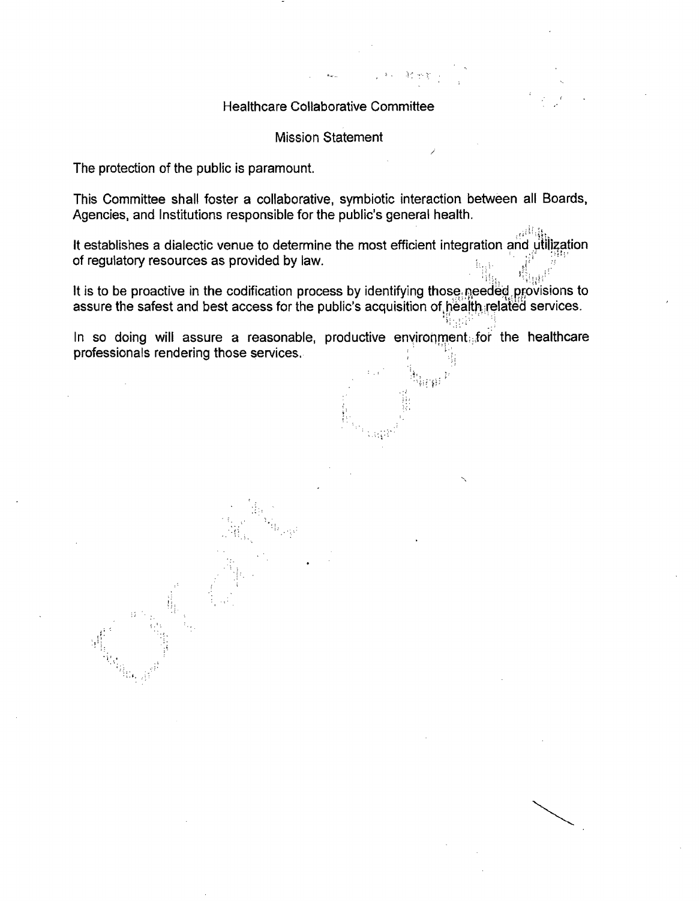# Healthcare Collaborative Committee

## Mission Statement

The protection of the public is paramount.

This Committee shall foster a collaborative, symbiotic interaction between all Boards, Agencies, and Institutions responsible for the public's general health.

It establishes a dialectic venue to determine the most efficient integration and utilization of regulatory resources as provided by law.

It is to be proactive in the codification process by identifying those needed provisions to assure the safest and best access for the public's acquisition of health related services.

In so doing will assure a reasonable, productive environment for the healthcare professionals rendering those services.